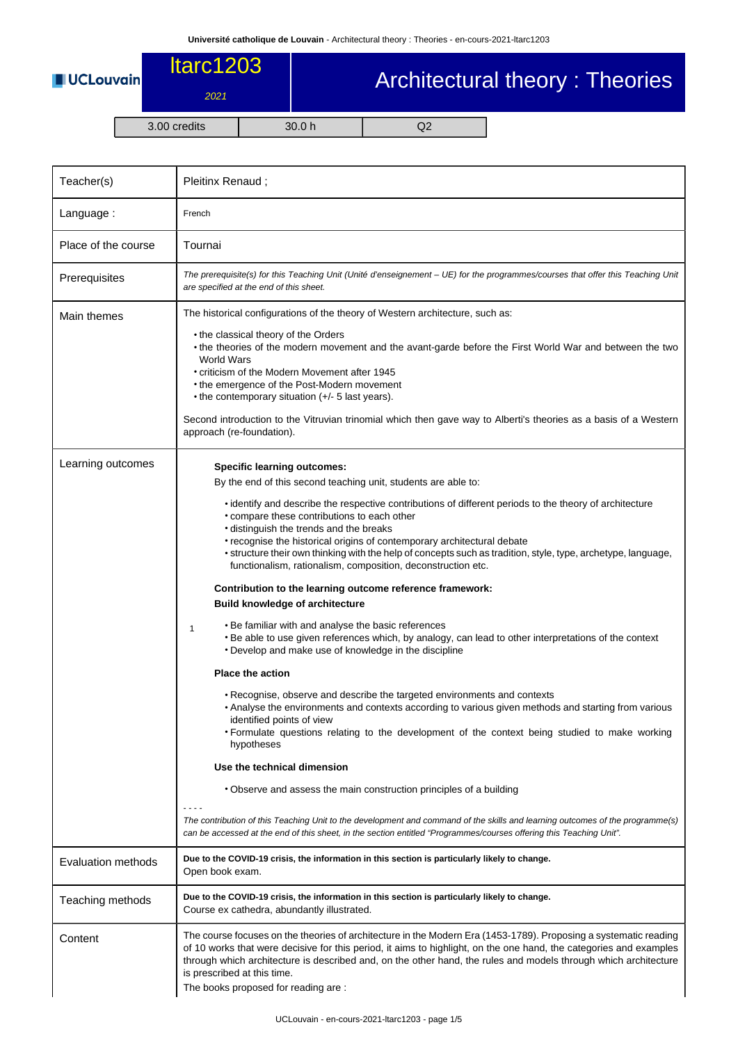# ltarc1203 — Architectural theory : Theories

2021

| 3.00 credits | 30.0 h | Q2 |
|---|---|---|

| | |
|---|---|
| Teacher(s) | Pleitinx Renaud ; |
| Language : | French |
| Place of the course | Tournai |
| Prerequisites | *The prerequisite(s) for this Teaching Unit (Unité d'enseignement – UE) for the programmes/courses that offer this Teaching Unit are specified at the end of this sheet.* |

**Main themes**

The historical configurations of the theory of Western architecture, such as:

- the classical theory of the Orders
- the theories of the modern movement and the avant-garde before the First World War and between the two World Wars
- criticism of the Modern Movement after 1945
- the emergence of the Post-Modern movement
- the contemporary situation (+/- 5 last years).

Second introduction to the Vitruvian trinomial which then gave way to Alberti's theories as a basis of a Western approach (re-foundation).

**Learning outcomes**

**Specific learning outcomes:**

By the end of this second teaching unit, students are able to:

- identify and describe the respective contributions of different periods to the theory of architecture
- compare these contributions to each other
- distinguish the trends and the breaks
- recognise the historical origins of contemporary architectural debate
- structure their own thinking with the help of concepts such as tradition, style, type, archetype, language, functionalism, rationalism, composition, deconstruction etc.

**Contribution to the learning outcome reference framework:**

**Build knowledge of architecture**

1

- Be familiar with and analyse the basic references
- Be able to use given references which, by analogy, can lead to other interpretations of the context
- Develop and make use of knowledge in the discipline

**Place the action**

- Recognise, observe and describe the targeted environments and contexts
- Analyse the environments and contexts according to various given methods and starting from various identified points of view
- Formulate questions relating to the development of the context being studied to make working hypotheses

**Use the technical dimension**

- Observe and assess the main construction principles of a building

- - - -

*The contribution of this Teaching Unit to the development and command of the skills and learning outcomes of the programme(s) can be accessed at the end of this sheet, in the section entitled "Programmes/courses offering this Teaching Unit".*

**Evaluation methods**

**Due to the COVID-19 crisis, the information in this section is particularly likely to change.**

Open book exam.

**Teaching methods**

**Due to the COVID-19 crisis, the information in this section is particularly likely to change.**

Course ex cathedra, abundantly illustrated.

**Content**

The course focuses on the theories of architecture in the Modern Era (1453-1789). Proposing a systematic reading of 10 works that were decisive for this period, it aims to highlight, on the one hand, the categories and examples through which architecture is described and, on the other hand, the rules and models through which architecture is prescribed at this time.

The books proposed for reading are :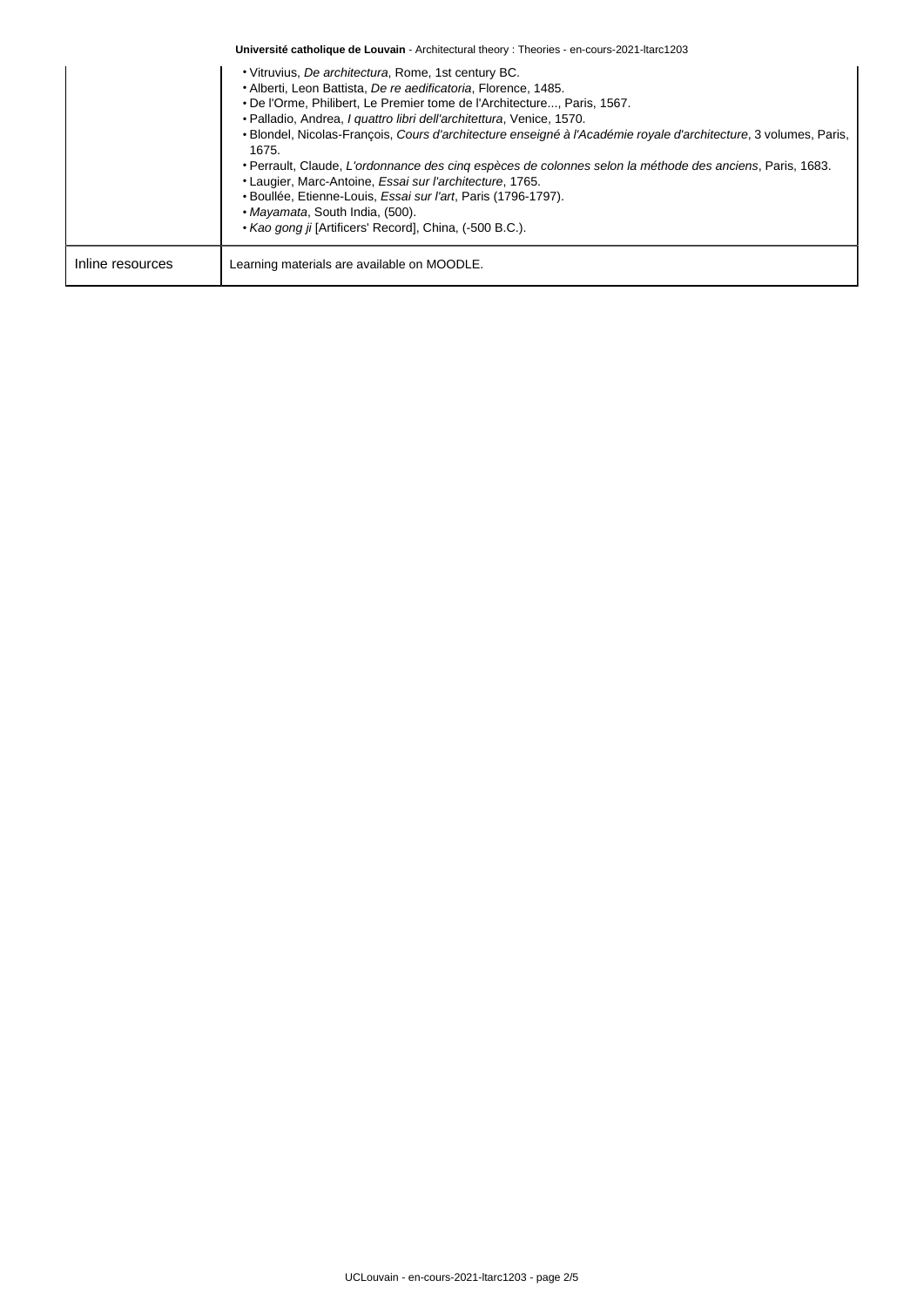| | |
|---|---|
| | • Vitruvius, *De architectura*, Rome, 1st century BC.<br>• Alberti, Leon Battista, *De re aedificatoria*, Florence, 1485.<br>• De l'Orme, Philibert, Le Premier tome de l'Architecture..., Paris, 1567.<br>• Palladio, Andrea, *I quattro libri dell'architettura*, Venice, 1570.<br>• Blondel, Nicolas-François, *Cours d'architecture enseigné à l'Académie royale d'architecture*, 3 volumes, Paris, 1675.<br>• Perrault, Claude, *L'ordonnance des cinq espèces de colonnes selon la méthode des anciens*, Paris, 1683.<br>• Laugier, Marc-Antoine, *Essai sur l'architecture*, 1765.<br>• Boullée, Etienne-Louis, *Essai sur l'art*, Paris (1796-1797).<br>• *Mayamata*, South India, (500).<br>• *Kao gong ji* [Artificers' Record], China, (-500 B.C.). |
| Inline resources | Learning materials are available on MOODLE. |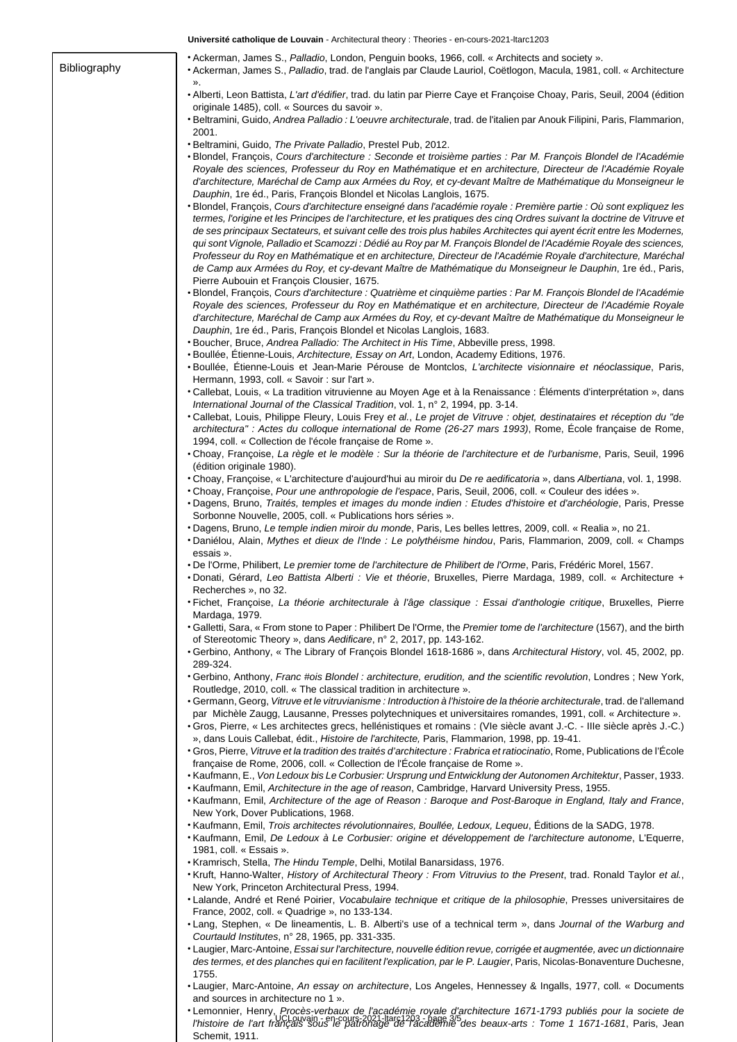Bibliography

- Ackerman, James S., *Palladio*, London, Penguin books, 1966, coll. « Architects and society ».
- Ackerman, James S., *Palladio*, trad. de l'anglais par Claude Lauriol, Coëtlogon, Macula, 1981, coll. « Architecture ».
- Alberti, Leon Battista, *L'art d'édifier*, trad. du latin par Pierre Caye et Françoise Choay, Paris, Seuil, 2004 (édition originale 1485), coll. « Sources du savoir ».
- Beltramini, Guido, *Andrea Palladio : L'oeuvre architecturale*, trad. de l'italien par Anouk Filipini, Paris, Flammarion, 2001.
- Beltramini, Guido, *The Private Palladio*, Prestel Pub, 2012.
- Blondel, François, *Cours d'architecture : Seconde et troisième parties : Par M. François Blondel de l'Académie Royale des sciences, Professeur du Roy en Mathématique et en architecture, Directeur de l'Académie Royale d'architecture, Maréchal de Camp aux Armées du Roy, et cy-devant Maître de Mathématique du Monseigneur le Dauphin*, 1re éd., Paris, François Blondel et Nicolas Langlois, 1675.
- Blondel, François, *Cours d'architecture enseigné dans l'académie royale : Première partie : Où sont expliquez les termes, l'origine et les Principes de l'architecture, et les pratiques des cinq Ordres suivant la doctrine de Vitruve et de ses principaux Sectateurs, et suivant celle des trois plus habiles Architectes qui ayent écrit entre les Modernes, qui sont Vignole, Palladio et Scamozzi : Dédié au Roy par M. François Blondel de l'Académie Royale des sciences, Professeur du Roy en Mathématique et en architecture, Directeur de l'Académie Royale d'architecture, Maréchal de Camp aux Armées du Roy, et cy-devant Maître de Mathématique du Monseigneur le Dauphin*, 1re éd., Paris, Pierre Aubouin et François Clousier, 1675.
- Blondel, François, *Cours d'architecture : Quatrième et cinquième parties : Par M. François Blondel de l'Académie Royale des sciences, Professeur du Roy en Mathématique et en architecture, Directeur de l'Académie Royale d'architecture, Maréchal de Camp aux Armées du Roy, et cy-devant Maître de Mathématique du Monseigneur le Dauphin*, 1re éd., Paris, François Blondel et Nicolas Langlois, 1683.
- Boucher, Bruce, *Andrea Palladio: The Architect in His Time*, Abbeville press, 1998.
- Boullée, Étienne-Louis, *Architecture, Essay on Art*, London, Academy Editions, 1976.
- Boullée, Étienne-Louis et Jean-Marie Pérouse de Montclos, *L'architecte visionnaire et néoclassique*, Paris, Hermann, 1993, coll. « Savoir : sur l'art ».
- Callebat, Louis, « La tradition vitruvienne au Moyen Age et à la Renaissance : Éléments d'interprétation », dans *International Journal of the Classical Tradition*, vol. 1, n° 2, 1994, pp. 3-14.
- Callebat, Louis, Philippe Fleury, Louis Frey *et al.*, *Le projet de Vitruve : objet, destinataires et réception du "de architectura" : Actes du colloque international de Rome (26-27 mars 1993)*, Rome, École française de Rome, 1994, coll. « Collection de l'école française de Rome ».
- Choay, Françoise, *La règle et le modèle : Sur la théorie de l'architecture et de l'urbanisme*, Paris, Seuil, 1996 (édition originale 1980).
- Choay, Françoise, « L'architecture d'aujourd'hui au miroir du *De re aedificatoria* », dans *Albertiana*, vol. 1, 1998.
- Choay, Françoise, *Pour une anthropologie de l'espace*, Paris, Seuil, 2006, coll. « Couleur des idées ».
- Dagens, Bruno, *Traités, temples et images du monde indien : Etudes d'histoire et d'archéologie*, Paris, Presse Sorbonne Nouvelle, 2005, coll. « Publications hors séries ».
- Dagens, Bruno, *Le temple indien miroir du monde*, Paris, Les belles lettres, 2009, coll. « Realia », no 21.
- Daniélou, Alain, *Mythes et dieux de l'Inde : Le polythéisme hindou*, Paris, Flammarion, 2009, coll. « Champs essais ».
- De l'Orme, Philibert, *Le premier tome de l'architecture de Philibert de l'Orme*, Paris, Frédéric Morel, 1567.
- Donati, Gérard, *Leo Battista Alberti : Vie et théorie*, Bruxelles, Pierre Mardaga, 1989, coll. « Architecture + Recherches », no 32.
- Fichet, Françoise, *La théorie architecturale à l'âge classique : Essai d'anthologie critique*, Bruxelles, Pierre Mardaga, 1979.
- Galletti, Sara, « From stone to Paper : Philibert De l'Orme, the *Premier tome de l'architecture* (1567), and the birth of Stereotomic Theory », dans *Aedificare*, n° 2, 2017, pp. 143-162.
- Gerbino, Anthony, « The Library of François Blondel 1618-1686 », dans *Architectural History*, vol. 45, 2002, pp. 289-324.
- Gerbino, Anthony, *Franc #ois Blondel : architecture, erudition, and the scientific revolution*, Londres ; New York, Routledge, 2010, coll. « The classical tradition in architecture ».
- Germann, Georg, *Vitruve et le vitruvianisme : Introduction à l'histoire de la théorie architecturale*, trad. de l'allemand par Michèle Zaugg, Lausanne, Presses polytechniques et universitaires romandes, 1991, coll. « Architecture ».
- Gros, Pierre, « Les architectes grecs, hellénistiques et romains : (VIe siècle avant J.-C. - IIIe siècle après J.-C.) », dans Louis Callebat, édit., *Histoire de l'architecte,* Paris, Flammarion, 1998, pp. 19-41.
- Gros, Pierre, *Vitruve et la tradition des traités d'architecture : Frabrica et ratiocinatio*, Rome, Publications de l'École française de Rome, 2006, coll. « Collection de l'École française de Rome ».
- Kaufmann, E., *Von Ledoux bis Le Corbusier: Ursprung und Entwicklung der Autonomen Architektur*, Passer, 1933.
- Kaufmann, Emil, *Architecture in the age of reason*, Cambridge, Harvard University Press, 1955.
- Kaufmann, Emil, *Architecture of the age of Reason : Baroque and Post-Baroque in England, Italy and France*, New York, Dover Publications, 1968.
- Kaufmann, Emil, *Trois architectes révolutionnaires, Boullée, Ledoux, Lequeu*, Éditions de la SADG, 1978.
- Kaufmann, Emil, *De Ledoux à Le Corbusier: origine et développement de l'architecture autonome*, L'Equerre, 1981, coll. « Essais ».
- Kramrisch, Stella, *The Hindu Temple*, Delhi, Motilal Banarsidass, 1976.
- Kruft, Hanno-Walter, *History of Architectural Theory : From Vitruvius to the Present*, trad. Ronald Taylor *et al.*, New York, Princeton Architectural Press, 1994.
- Lalande, André et René Poirier, *Vocabulaire technique et critique de la philosophie*, Presses universitaires de France, 2002, coll. « Quadrige », no 133-134.
- Lang, Stephen, « De lineamentis, L. B. Alberti's use of a technical term », dans *Journal of the Warburg and Courtauld Institutes*, n° 28, 1965, pp. 331-335.
- Laugier, Marc-Antoine, *Essai sur l'architecture, nouvelle édition revue, corrigée et augmentée, avec un dictionnaire des termes, et des planches qui en facilitent l'explication, par le P. Laugier*, Paris, Nicolas-Bonaventure Duchesne, 1755.
- Laugier, Marc-Antoine, *An essay on architecture*, Los Angeles, Hennessey & Ingalls, 1977, coll. « Documents and sources in architecture no 1 ».
- Lemonnier, Henry, *Procès-verbaux de l'académie royale d'architecture 1671-1793 publiés pour la societe de l'histoire de l'art français sous le patronage de l'académie des beaux-arts : Tome 1 1671-1681*, Paris, Jean Schemit, 1911.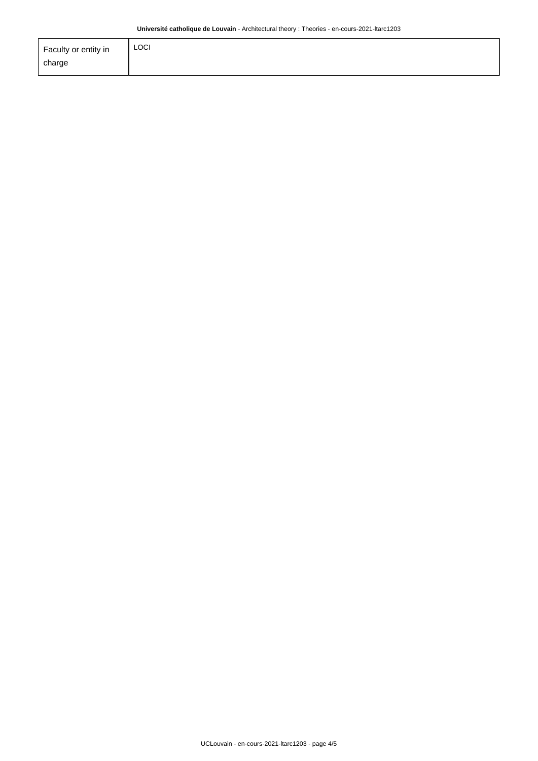| Faculty or entity in charge | LOCI |
| --- | --- |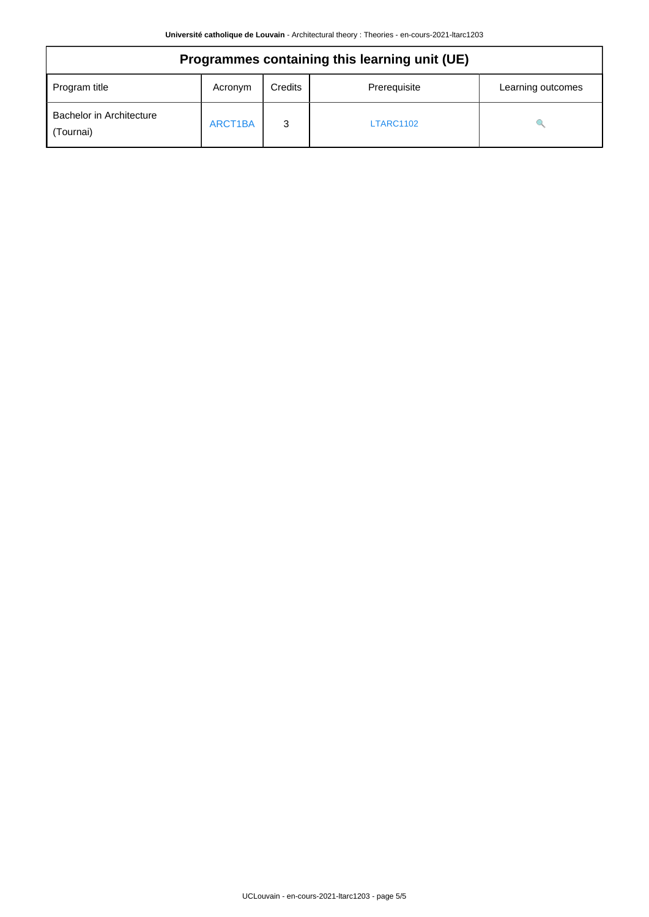## Programmes containing this learning unit (UE)

| Program title | Acronym | Credits | Prerequisite | Learning outcomes |
|---|---|---|---|---|
| Bachelor in Architecture (Tournai) | ARCT1BA | 3 | LTARC1102 | |